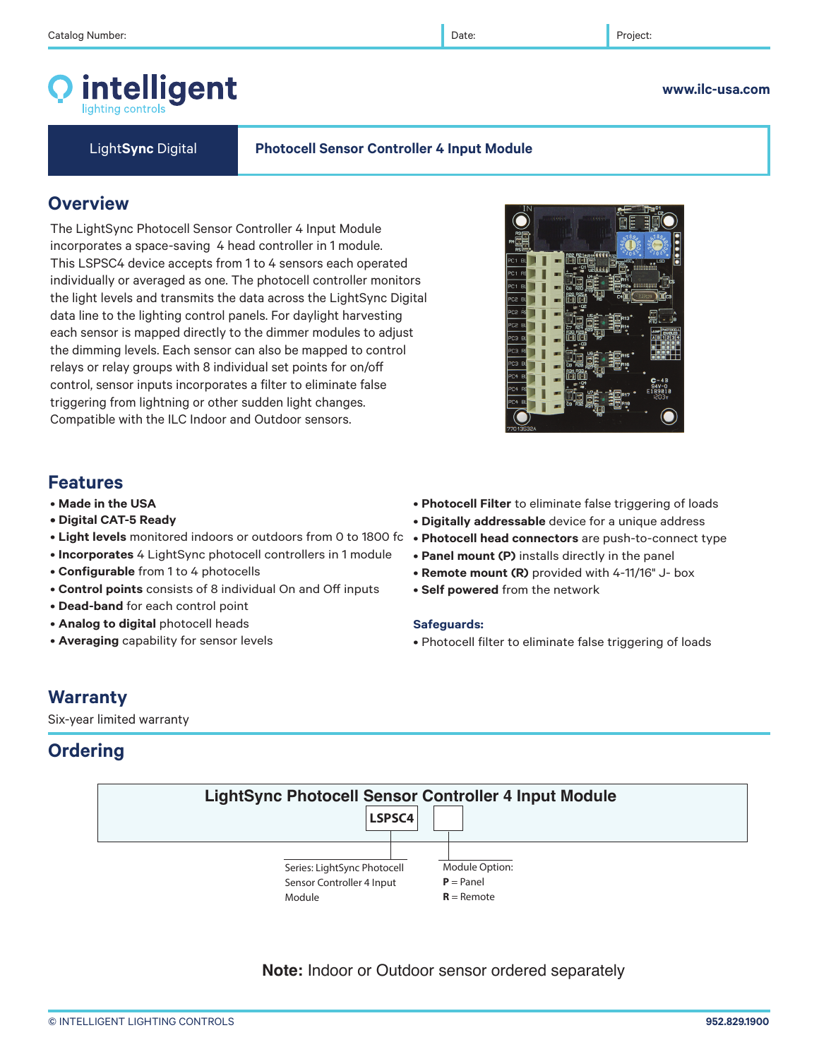Catalog Number: | Date: | Project:

# intelligent
lighting controls

www.ilc-usa.com

LightSync Digital | **Photocell Sensor Controller 4 Input Module**

## Overview

The LightSync Photocell Sensor Controller 4 Input Module incorporates a space-saving 4 head controller in 1 module. This LSPSC4 device accepts from 1 to 4 sensors each operated individually or averaged as one. The photocell controller monitors the light levels and transmits the data across the LightSync Digital data line to the lighting control panels. For daylight harvesting each sensor is mapped directly to the dimmer modules to adjust the dimming levels. Each sensor can also be mapped to control relays or relay groups with 8 individual set points for on/off control, sensor inputs incorporates a filter to eliminate false triggering from lightning or other sudden light changes. Compatible with the ILC Indoor and Outdoor sensors.

## Features

- **Made in the USA**
- **Digital CAT-5 Ready**
- **Light levels** monitored indoors or outdoors from 0 to 1800 fc
- **Incorporates** 4 LightSync photocell controllers in 1 module
- **Configurable** from 1 to 4 photocells
- **Control points** consists of 8 individual On and Off inputs
- **Dead-band** for each control point
- **Analog to digital** photocell heads
- **Averaging** capability for sensor levels
- **Photocell Filter** to eliminate false triggering of loads
- **Digitally addressable** device for a unique address
- **Photocell head connectors** are push-to-connect type
- **Panel mount (P)** installs directly in the panel
- **Remote mount (R)** provided with 4-11/16" J- box
- **Self powered** from the network

### Safeguards:

- Photocell filter to eliminate false triggering of loads

## Warranty

Six-year limited warranty

## Ordering

**LightSync Photocell Sensor Controller 4 Input Module**

| LSPSC4 | |
|---|---|
| Series: LightSync Photocell Sensor Controller 4 Input Module | Module Option: **P** = Panel, **R** = Remote |

**Note:** Indoor or Outdoor sensor ordered separately

© INTELLIGENT LIGHTING CONTROLS 952.829.1900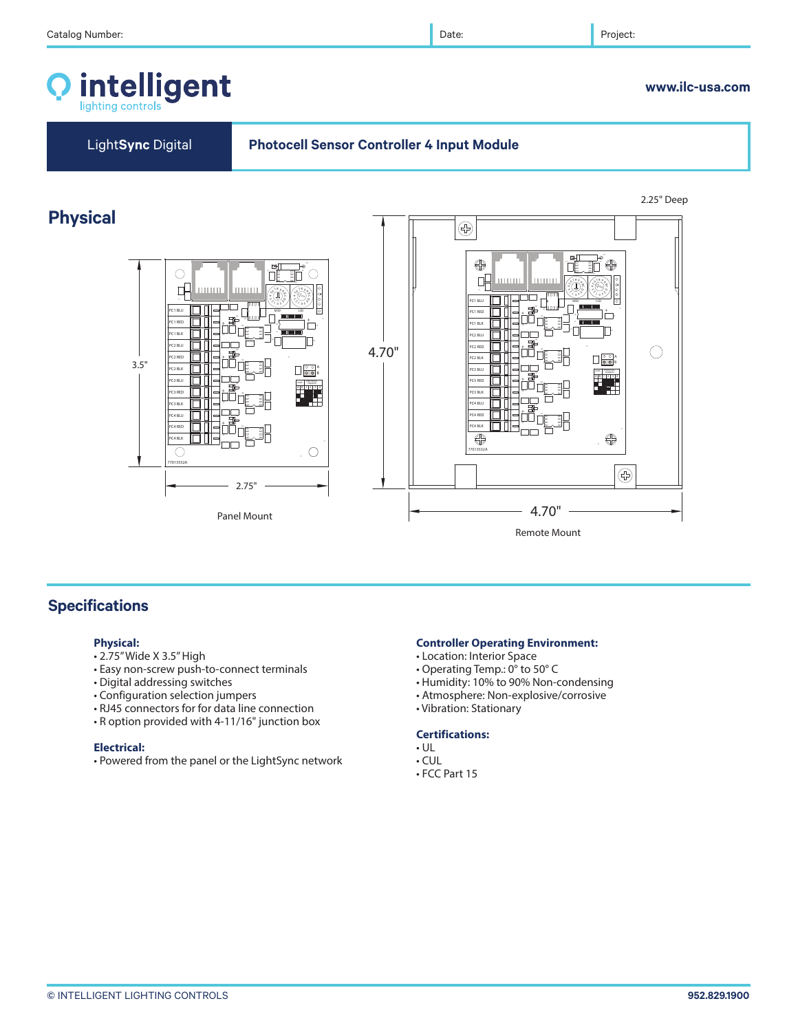Catalog Number: | Date: | Project:

www.ilc-usa.com

LightSync Digital

## Photocell Sensor Controller 4 Input Module

## Physical

2.25" Deep

3.5"

2.75"

Panel Mount

4.70"

4.70"

Remote Mount

## Specifications

**Physical:**

- 2.75" Wide X 3.5" High
- Easy non-screw push-to-connect terminals
- Digital addressing switches
- Configuration selection jumpers
- RJ45 connectors for for data line connection
- R option provided with 4-11/16" junction box

**Electrical:**

- Powered from the panel or the LightSync network

**Controller Operating Environment:**

- Location: Interior Space
- Operating Temp.: 0° to 50° C
- Humidity: 10% to 90% Non-condensing
- Atmosphere: Non-explosive/corrosive
- Vibration: Stationary

**Certifications:**

- UL
- CUL
- FCC Part 15

© INTELLIGENT LIGHTING CONTROLS

952.829.1900